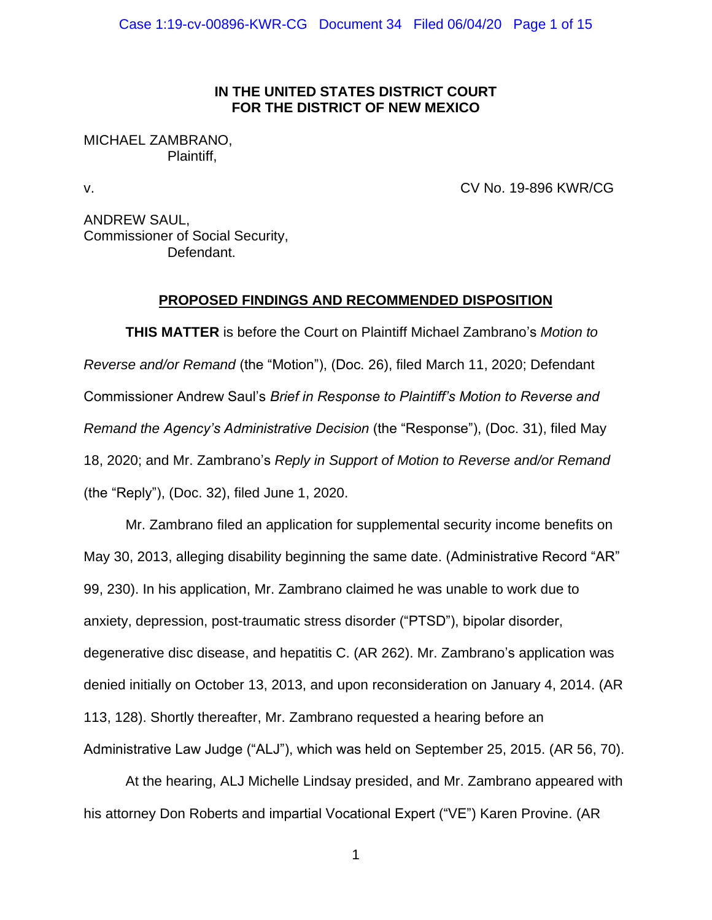**IN THE UNITED STATES DISTRICT COURT**
**FOR THE DISTRICT OF NEW MEXICO**

MICHAEL ZAMBRANO,
Plaintiff,

v. CV No. 19-896 KWR/CG

ANDREW SAUL,
Commissioner of Social Security,
Defendant.

## PROPOSED FINDINGS AND RECOMMENDED DISPOSITION

**THIS MATTER** is before the Court on Plaintiff Michael Zambrano's *Motion to Reverse and/or Remand* (the "Motion"), (Doc. 26), filed March 11, 2020; Defendant Commissioner Andrew Saul's *Brief in Response to Plaintiff's Motion to Reverse and Remand the Agency's Administrative Decision* (the "Response"), (Doc. 31), filed May 18, 2020; and Mr. Zambrano's *Reply in Support of Motion to Reverse and/or Remand* (the "Reply"), (Doc. 32), filed June 1, 2020.

Mr. Zambrano filed an application for supplemental security income benefits on May 30, 2013, alleging disability beginning the same date. (Administrative Record "AR" 99, 230). In his application, Mr. Zambrano claimed he was unable to work due to anxiety, depression, post-traumatic stress disorder ("PTSD"), bipolar disorder, degenerative disc disease, and hepatitis C. (AR 262). Mr. Zambrano's application was denied initially on October 13, 2013, and upon reconsideration on January 4, 2014. (AR 113, 128). Shortly thereafter, Mr. Zambrano requested a hearing before an Administrative Law Judge ("ALJ"), which was held on September 25, 2015. (AR 56, 70).

At the hearing, ALJ Michelle Lindsay presided, and Mr. Zambrano appeared with his attorney Don Roberts and impartial Vocational Expert ("VE") Karen Provine. (AR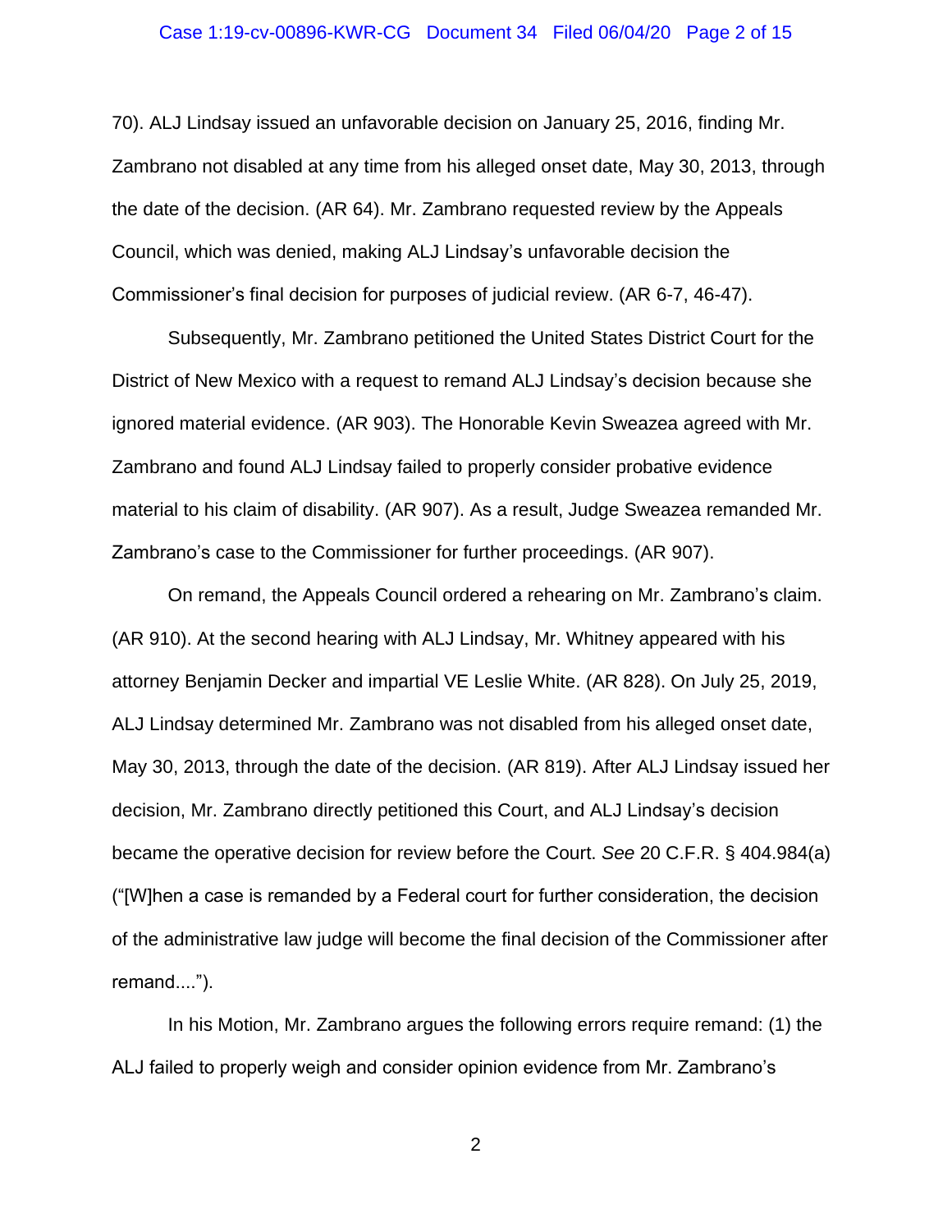70). ALJ Lindsay issued an unfavorable decision on January 25, 2016, finding Mr. Zambrano not disabled at any time from his alleged onset date, May 30, 2013, through the date of the decision. (AR 64). Mr. Zambrano requested review by the Appeals Council, which was denied, making ALJ Lindsay's unfavorable decision the Commissioner's final decision for purposes of judicial review. (AR 6-7, 46-47).

Subsequently, Mr. Zambrano petitioned the United States District Court for the District of New Mexico with a request to remand ALJ Lindsay's decision because she ignored material evidence. (AR 903). The Honorable Kevin Sweazea agreed with Mr. Zambrano and found ALJ Lindsay failed to properly consider probative evidence material to his claim of disability. (AR 907). As a result, Judge Sweazea remanded Mr. Zambrano's case to the Commissioner for further proceedings. (AR 907).

On remand, the Appeals Council ordered a rehearing on Mr. Zambrano's claim. (AR 910). At the second hearing with ALJ Lindsay, Mr. Whitney appeared with his attorney Benjamin Decker and impartial VE Leslie White. (AR 828). On July 25, 2019, ALJ Lindsay determined Mr. Zambrano was not disabled from his alleged onset date, May 30, 2013, through the date of the decision. (AR 819). After ALJ Lindsay issued her decision, Mr. Zambrano directly petitioned this Court, and ALJ Lindsay's decision became the operative decision for review before the Court. *See* 20 C.F.R. § 404.984(a) ("[W]hen a case is remanded by a Federal court for further consideration, the decision of the administrative law judge will become the final decision of the Commissioner after remand....").

In his Motion, Mr. Zambrano argues the following errors require remand: (1) the ALJ failed to properly weigh and consider opinion evidence from Mr. Zambrano's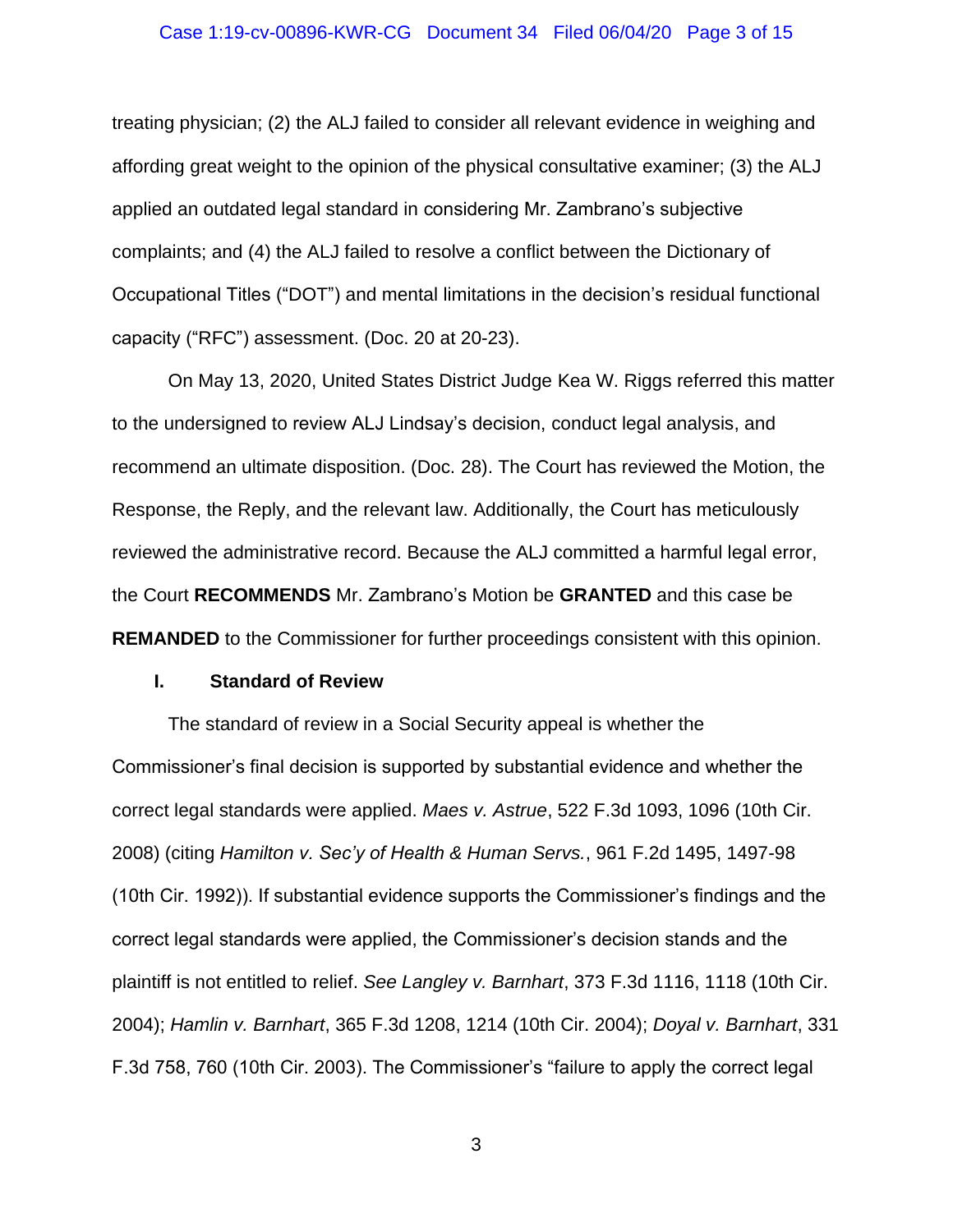treating physician; (2) the ALJ failed to consider all relevant evidence in weighing and affording great weight to the opinion of the physical consultative examiner; (3) the ALJ applied an outdated legal standard in considering Mr. Zambrano's subjective complaints; and (4) the ALJ failed to resolve a conflict between the Dictionary of Occupational Titles ("DOT") and mental limitations in the decision's residual functional capacity ("RFC") assessment. (Doc. 20 at 20-23).

On May 13, 2020, United States District Judge Kea W. Riggs referred this matter to the undersigned to review ALJ Lindsay's decision, conduct legal analysis, and recommend an ultimate disposition. (Doc. 28). The Court has reviewed the Motion, the Response, the Reply, and the relevant law. Additionally, the Court has meticulously reviewed the administrative record. Because the ALJ committed a harmful legal error, the Court **RECOMMENDS** Mr. Zambrano's Motion be **GRANTED** and this case be **REMANDED** to the Commissioner for further proceedings consistent with this opinion.

## I. Standard of Review

The standard of review in a Social Security appeal is whether the Commissioner's final decision is supported by substantial evidence and whether the correct legal standards were applied. *Maes v. Astrue*, 522 F.3d 1093, 1096 (10th Cir. 2008) (citing *Hamilton v. Sec'y of Health & Human Servs.*, 961 F.2d 1495, 1497-98 (10th Cir. 1992)). If substantial evidence supports the Commissioner's findings and the correct legal standards were applied, the Commissioner's decision stands and the plaintiff is not entitled to relief. *See Langley v. Barnhart*, 373 F.3d 1116, 1118 (10th Cir. 2004); *Hamlin v. Barnhart*, 365 F.3d 1208, 1214 (10th Cir. 2004); *Doyal v. Barnhart*, 331 F.3d 758, 760 (10th Cir. 2003). The Commissioner's "failure to apply the correct legal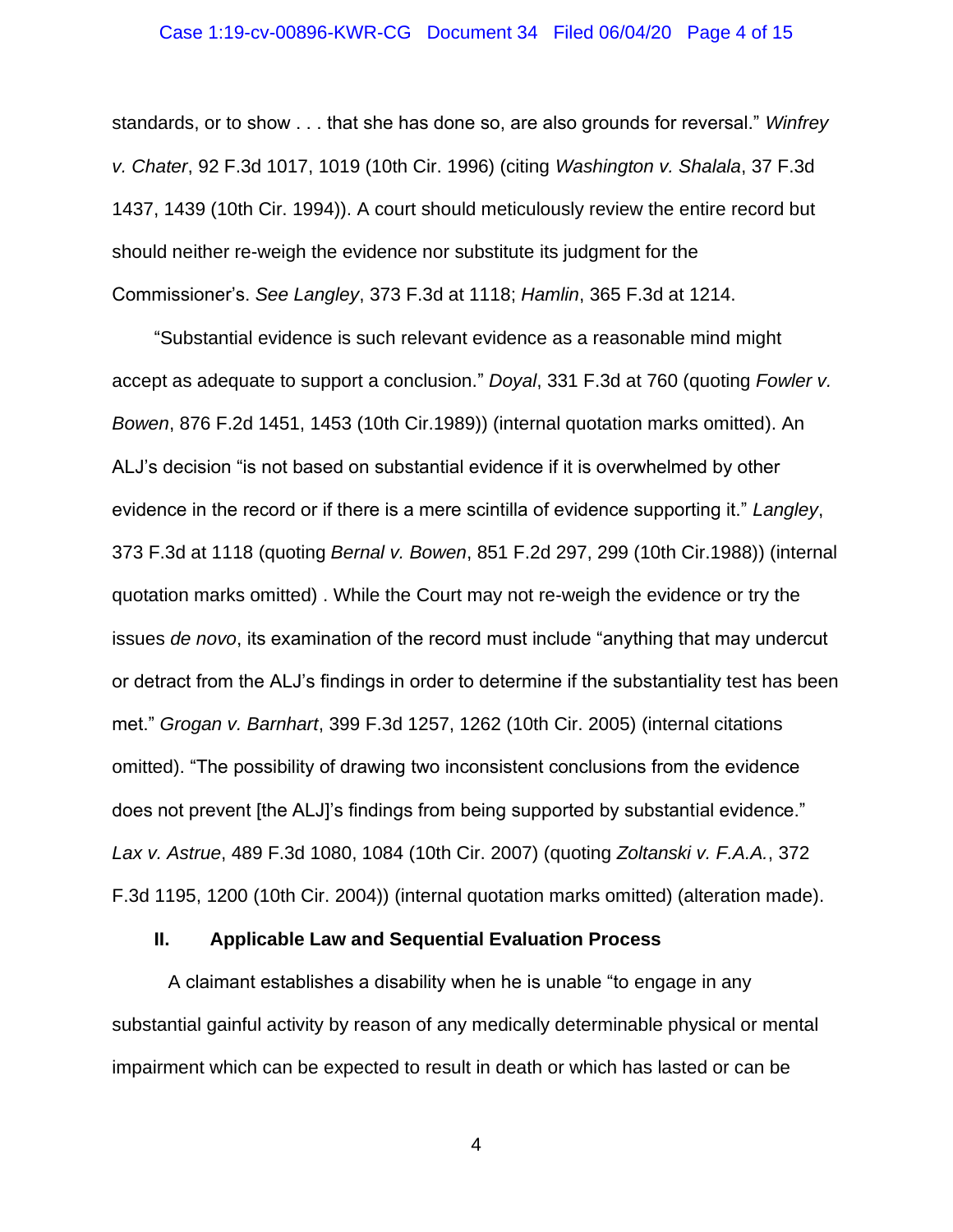standards, or to show . . . that she has done so, are also grounds for reversal." *Winfrey v. Chater*, 92 F.3d 1017, 1019 (10th Cir. 1996) (citing *Washington v. Shalala*, 37 F.3d 1437, 1439 (10th Cir. 1994)). A court should meticulously review the entire record but should neither re-weigh the evidence nor substitute its judgment for the Commissioner's. *See Langley*, 373 F.3d at 1118; *Hamlin*, 365 F.3d at 1214.

"Substantial evidence is such relevant evidence as a reasonable mind might accept as adequate to support a conclusion." *Doyal*, 331 F.3d at 760 (quoting *Fowler v. Bowen*, 876 F.2d 1451, 1453 (10th Cir.1989)) (internal quotation marks omitted). An ALJ's decision "is not based on substantial evidence if it is overwhelmed by other evidence in the record or if there is a mere scintilla of evidence supporting it." *Langley*, 373 F.3d at 1118 (quoting *Bernal v. Bowen*, 851 F.2d 297, 299 (10th Cir.1988)) (internal quotation marks omitted) . While the Court may not re-weigh the evidence or try the issues *de novo*, its examination of the record must include "anything that may undercut or detract from the ALJ's findings in order to determine if the substantiality test has been met." *Grogan v. Barnhart*, 399 F.3d 1257, 1262 (10th Cir. 2005) (internal citations omitted). "The possibility of drawing two inconsistent conclusions from the evidence does not prevent [the ALJ]'s findings from being supported by substantial evidence." *Lax v. Astrue*, 489 F.3d 1080, 1084 (10th Cir. 2007) (quoting *Zoltanski v. F.A.A.*, 372 F.3d 1195, 1200 (10th Cir. 2004)) (internal quotation marks omitted) (alteration made).

## II. Applicable Law and Sequential Evaluation Process

A claimant establishes a disability when he is unable "to engage in any substantial gainful activity by reason of any medically determinable physical or mental impairment which can be expected to result in death or which has lasted or can be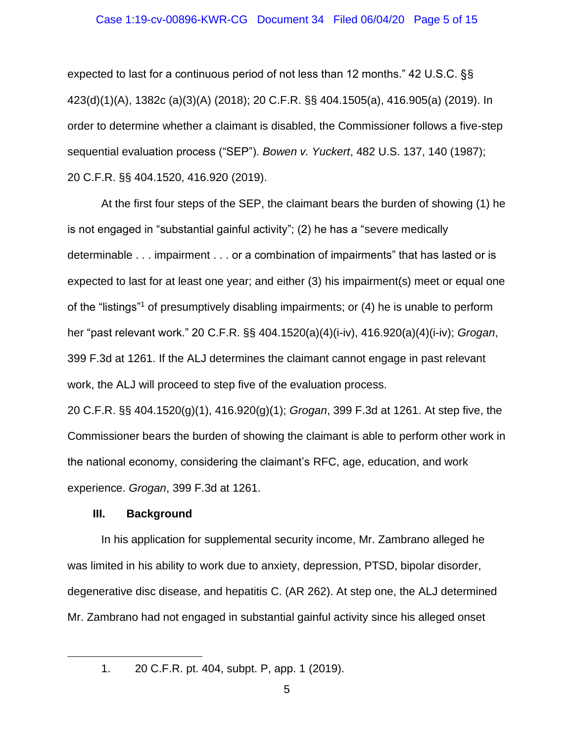expected to last for a continuous period of not less than 12 months." 42 U.S.C. §§ 423(d)(1)(A), 1382c (a)(3)(A) (2018); 20 C.F.R. §§ 404.1505(a), 416.905(a) (2019). In order to determine whether a claimant is disabled, the Commissioner follows a five-step sequential evaluation process ("SEP"). *Bowen v. Yuckert*, 482 U.S. 137, 140 (1987); 20 C.F.R. §§ 404.1520, 416.920 (2019).

At the first four steps of the SEP, the claimant bears the burden of showing (1) he is not engaged in "substantial gainful activity"; (2) he has a "severe medically determinable . . . impairment . . . or a combination of impairments" that has lasted or is expected to last for at least one year; and either (3) his impairment(s) meet or equal one of the "listings"[1] of presumptively disabling impairments; or (4) he is unable to perform her "past relevant work." 20 C.F.R. §§ 404.1520(a)(4)(i-iv), 416.920(a)(4)(i-iv); *Grogan*, 399 F.3d at 1261. If the ALJ determines the claimant cannot engage in past relevant work, the ALJ will proceed to step five of the evaluation process. 20 C.F.R. §§ 404.1520(g)(1), 416.920(g)(1); *Grogan*, 399 F.3d at 1261. At step five, the Commissioner bears the burden of showing the claimant is able to perform other work in the national economy, considering the claimant's RFC, age, education, and work experience. *Grogan*, 399 F.3d at 1261.

## III. Background

In his application for supplemental security income, Mr. Zambrano alleged he was limited in his ability to work due to anxiety, depression, PTSD, bipolar disorder, degenerative disc disease, and hepatitis C. (AR 262). At step one, the ALJ determined Mr. Zambrano had not engaged in substantial gainful activity since his alleged onset

---

1. 20 C.F.R. pt. 404, subpt. P, app. 1 (2019).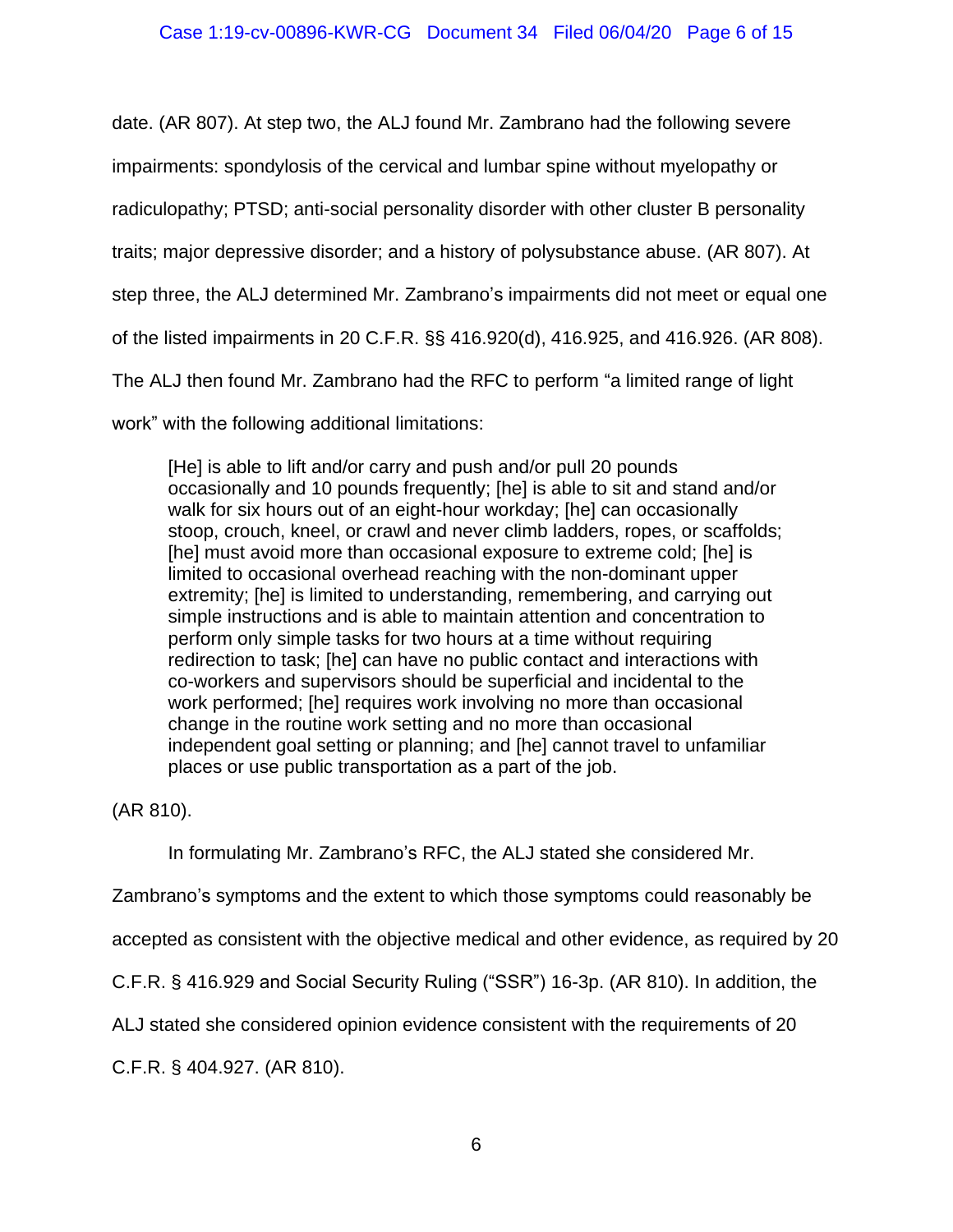date. (AR 807). At step two, the ALJ found Mr. Zambrano had the following severe impairments: spondylosis of the cervical and lumbar spine without myelopathy or radiculopathy; PTSD; anti-social personality disorder with other cluster B personality traits; major depressive disorder; and a history of polysubstance abuse. (AR 807). At step three, the ALJ determined Mr. Zambrano's impairments did not meet or equal one of the listed impairments in 20 C.F.R. §§ 416.920(d), 416.925, and 416.926. (AR 808). The ALJ then found Mr. Zambrano had the RFC to perform "a limited range of light work" with the following additional limitations:

> [He] is able to lift and/or carry and push and/or pull 20 pounds occasionally and 10 pounds frequently; [he] is able to sit and stand and/or walk for six hours out of an eight-hour workday; [he] can occasionally stoop, crouch, kneel, or crawl and never climb ladders, ropes, or scaffolds; [he] must avoid more than occasional exposure to extreme cold; [he] is limited to occasional overhead reaching with the non-dominant upper extremity; [he] is limited to understanding, remembering, and carrying out simple instructions and is able to maintain attention and concentration to perform only simple tasks for two hours at a time without requiring redirection to task; [he] can have no public contact and interactions with co-workers and supervisors should be superficial and incidental to the work performed; [he] requires work involving no more than occasional change in the routine work setting and no more than occasional independent goal setting or planning; and [he] cannot travel to unfamiliar places or use public transportation as a part of the job.

(AR 810).

In formulating Mr. Zambrano's RFC, the ALJ stated she considered Mr. Zambrano's symptoms and the extent to which those symptoms could reasonably be accepted as consistent with the objective medical and other evidence, as required by 20 C.F.R. § 416.929 and Social Security Ruling ("SSR") 16-3p. (AR 810). In addition, the ALJ stated she considered opinion evidence consistent with the requirements of 20 C.F.R. § 404.927. (AR 810).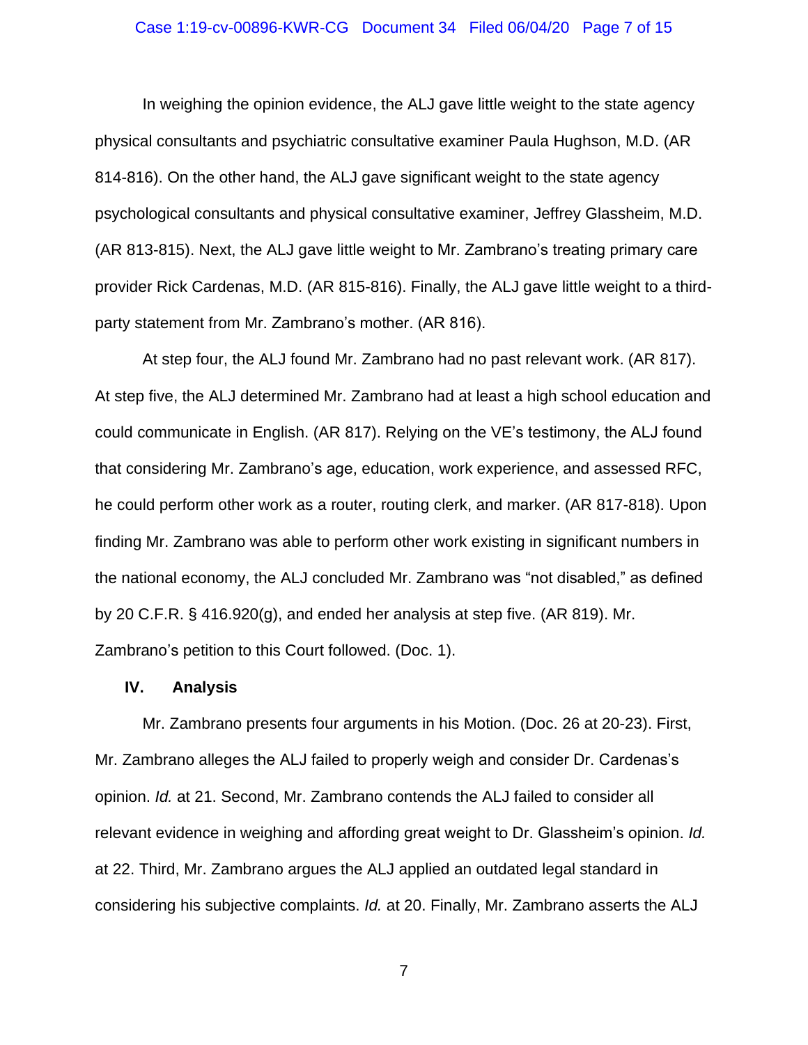In weighing the opinion evidence, the ALJ gave little weight to the state agency physical consultants and psychiatric consultative examiner Paula Hughson, M.D. (AR 814-816). On the other hand, the ALJ gave significant weight to the state agency psychological consultants and physical consultative examiner, Jeffrey Glassheim, M.D. (AR 813-815). Next, the ALJ gave little weight to Mr. Zambrano's treating primary care provider Rick Cardenas, M.D. (AR 815-816). Finally, the ALJ gave little weight to a third-party statement from Mr. Zambrano's mother. (AR 816).

At step four, the ALJ found Mr. Zambrano had no past relevant work. (AR 817). At step five, the ALJ determined Mr. Zambrano had at least a high school education and could communicate in English. (AR 817). Relying on the VE's testimony, the ALJ found that considering Mr. Zambrano's age, education, work experience, and assessed RFC, he could perform other work as a router, routing clerk, and marker. (AR 817-818). Upon finding Mr. Zambrano was able to perform other work existing in significant numbers in the national economy, the ALJ concluded Mr. Zambrano was "not disabled," as defined by 20 C.F.R. § 416.920(g), and ended her analysis at step five. (AR 819). Mr. Zambrano's petition to this Court followed. (Doc. 1).

## IV. Analysis

Mr. Zambrano presents four arguments in his Motion. (Doc. 26 at 20-23). First, Mr. Zambrano alleges the ALJ failed to properly weigh and consider Dr. Cardenas's opinion. *Id.* at 21. Second, Mr. Zambrano contends the ALJ failed to consider all relevant evidence in weighing and affording great weight to Dr. Glassheim's opinion. *Id.* at 22. Third, Mr. Zambrano argues the ALJ applied an outdated legal standard in considering his subjective complaints. *Id.* at 20. Finally, Mr. Zambrano asserts the ALJ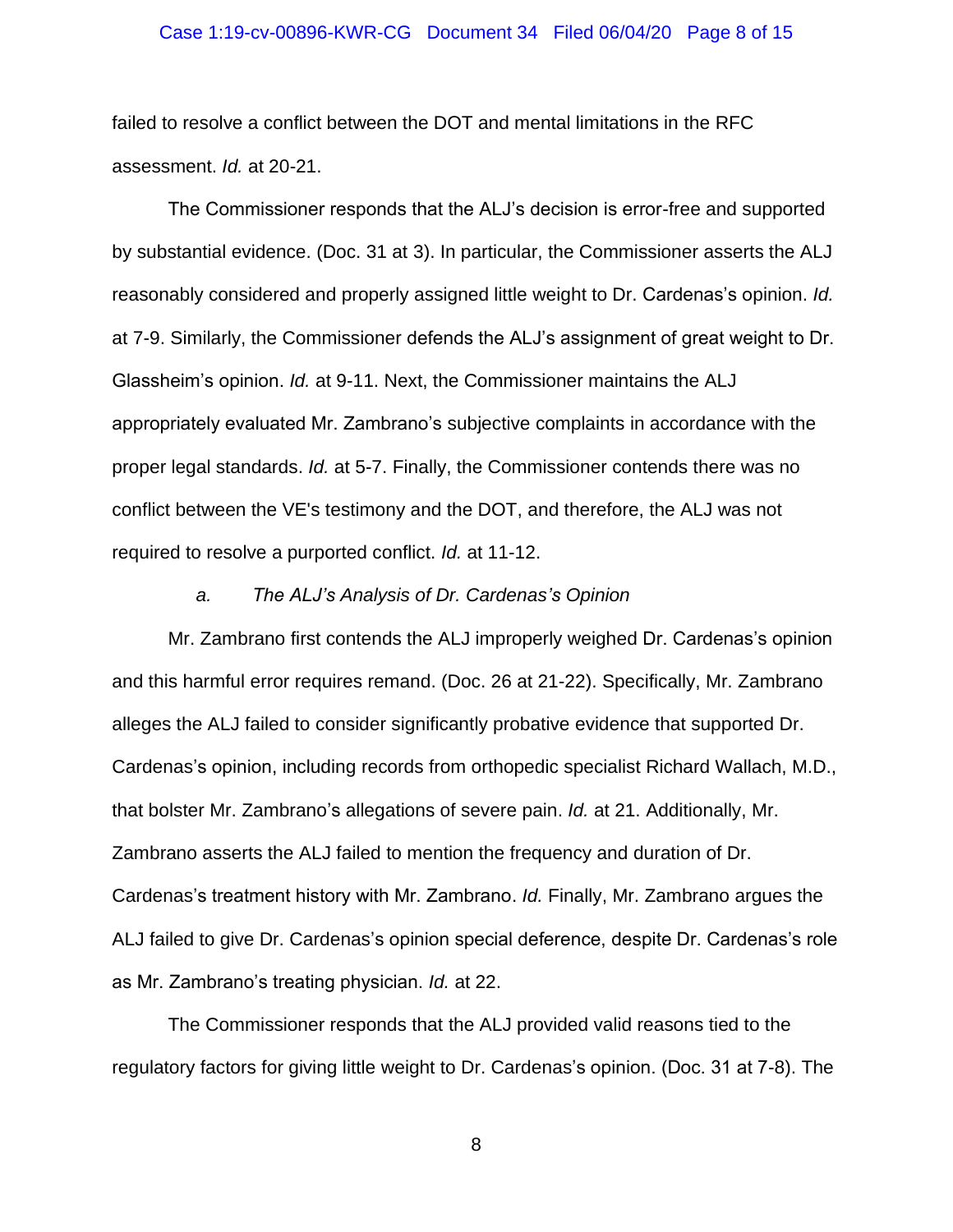failed to resolve a conflict between the DOT and mental limitations in the RFC assessment. *Id.* at 20-21.

The Commissioner responds that the ALJ's decision is error-free and supported by substantial evidence. (Doc. 31 at 3). In particular, the Commissioner asserts the ALJ reasonably considered and properly assigned little weight to Dr. Cardenas's opinion. *Id.* at 7-9. Similarly, the Commissioner defends the ALJ's assignment of great weight to Dr. Glassheim's opinion. *Id.* at 9-11. Next, the Commissioner maintains the ALJ appropriately evaluated Mr. Zambrano's subjective complaints in accordance with the proper legal standards. *Id.* at 5-7. Finally, the Commissioner contends there was no conflict between the VE's testimony and the DOT, and therefore, the ALJ was not required to resolve a purported conflict. *Id.* at 11-12.

*a. The ALJ's Analysis of Dr. Cardenas's Opinion*

Mr. Zambrano first contends the ALJ improperly weighed Dr. Cardenas's opinion and this harmful error requires remand. (Doc. 26 at 21-22). Specifically, Mr. Zambrano alleges the ALJ failed to consider significantly probative evidence that supported Dr. Cardenas's opinion, including records from orthopedic specialist Richard Wallach, M.D., that bolster Mr. Zambrano's allegations of severe pain. *Id.* at 21. Additionally, Mr. Zambrano asserts the ALJ failed to mention the frequency and duration of Dr. Cardenas's treatment history with Mr. Zambrano. *Id.* Finally, Mr. Zambrano argues the ALJ failed to give Dr. Cardenas's opinion special deference, despite Dr. Cardenas's role as Mr. Zambrano's treating physician. *Id.* at 22.

The Commissioner responds that the ALJ provided valid reasons tied to the regulatory factors for giving little weight to Dr. Cardenas's opinion. (Doc. 31 at 7-8). The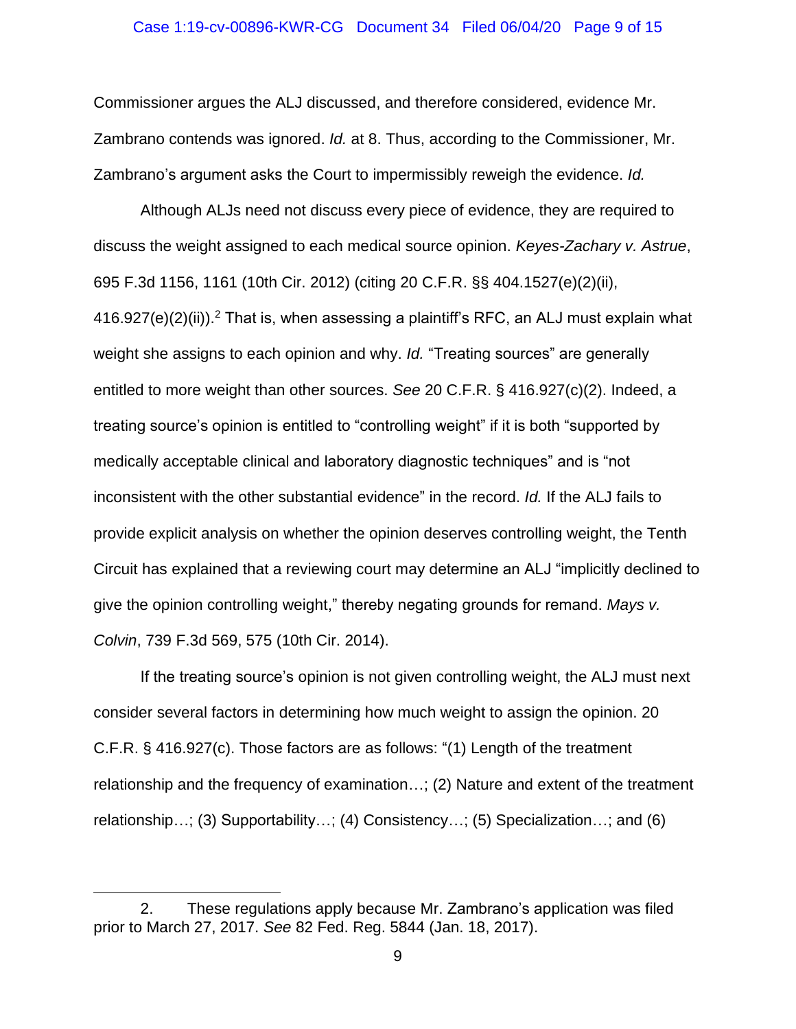Commissioner argues the ALJ discussed, and therefore considered, evidence Mr. Zambrano contends was ignored. *Id.* at 8. Thus, according to the Commissioner, Mr. Zambrano's argument asks the Court to impermissibly reweigh the evidence. *Id.*

Although ALJs need not discuss every piece of evidence, they are required to discuss the weight assigned to each medical source opinion. *Keyes-Zachary v. Astrue*, 695 F.3d 1156, 1161 (10th Cir. 2012) (citing 20 C.F.R. §§ 404.1527(e)(2)(ii), 416.927(e)(2)(ii)).[2] That is, when assessing a plaintiff's RFC, an ALJ must explain what weight she assigns to each opinion and why. *Id.* "Treating sources" are generally entitled to more weight than other sources. *See* 20 C.F.R. § 416.927(c)(2). Indeed, a treating source's opinion is entitled to "controlling weight" if it is both "supported by medically acceptable clinical and laboratory diagnostic techniques" and is "not inconsistent with the other substantial evidence" in the record. *Id.* If the ALJ fails to provide explicit analysis on whether the opinion deserves controlling weight, the Tenth Circuit has explained that a reviewing court may determine an ALJ "implicitly declined to give the opinion controlling weight," thereby negating grounds for remand. *Mays v. Colvin*, 739 F.3d 569, 575 (10th Cir. 2014).

If the treating source's opinion is not given controlling weight, the ALJ must next consider several factors in determining how much weight to assign the opinion. 20 C.F.R. § 416.927(c). Those factors are as follows: "(1) Length of the treatment relationship and the frequency of examination…; (2) Nature and extent of the treatment relationship…; (3) Supportability…; (4) Consistency…; (5) Specialization…; and (6)

---

2. These regulations apply because Mr. Zambrano's application was filed prior to March 27, 2017. *See* 82 Fed. Reg. 5844 (Jan. 18, 2017).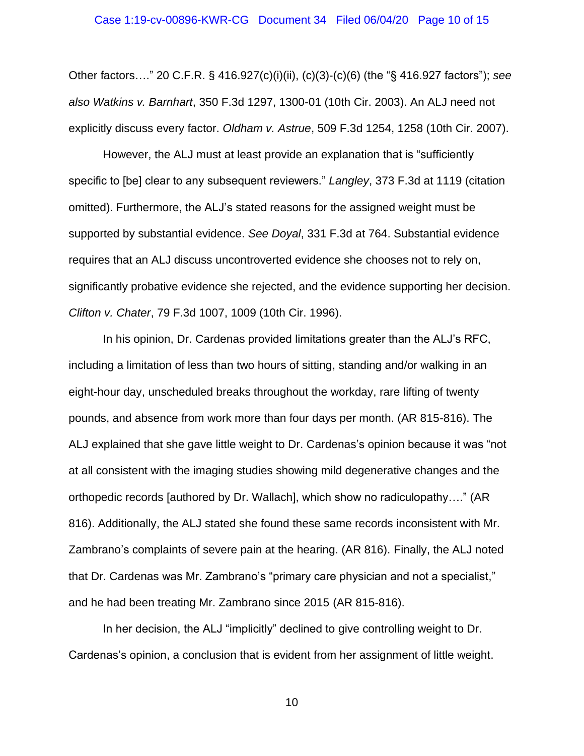Other factors…." 20 C.F.R. § 416.927(c)(i)(ii), (c)(3)-(c)(6) (the "§ 416.927 factors"); *see also Watkins v. Barnhart*, 350 F.3d 1297, 1300-01 (10th Cir. 2003). An ALJ need not explicitly discuss every factor. *Oldham v. Astrue*, 509 F.3d 1254, 1258 (10th Cir. 2007).

However, the ALJ must at least provide an explanation that is "sufficiently specific to [be] clear to any subsequent reviewers." *Langley*, 373 F.3d at 1119 (citation omitted). Furthermore, the ALJ's stated reasons for the assigned weight must be supported by substantial evidence. *See Doyal*, 331 F.3d at 764. Substantial evidence requires that an ALJ discuss uncontroverted evidence she chooses not to rely on, significantly probative evidence she rejected, and the evidence supporting her decision. *Clifton v. Chater*, 79 F.3d 1007, 1009 (10th Cir. 1996).

In his opinion, Dr. Cardenas provided limitations greater than the ALJ's RFC, including a limitation of less than two hours of sitting, standing and/or walking in an eight-hour day, unscheduled breaks throughout the workday, rare lifting of twenty pounds, and absence from work more than four days per month. (AR 815-816). The ALJ explained that she gave little weight to Dr. Cardenas's opinion because it was "not at all consistent with the imaging studies showing mild degenerative changes and the orthopedic records [authored by Dr. Wallach], which show no radiculopathy…." (AR 816). Additionally, the ALJ stated she found these same records inconsistent with Mr. Zambrano's complaints of severe pain at the hearing. (AR 816). Finally, the ALJ noted that Dr. Cardenas was Mr. Zambrano's "primary care physician and not a specialist," and he had been treating Mr. Zambrano since 2015 (AR 815-816).

In her decision, the ALJ "implicitly" declined to give controlling weight to Dr. Cardenas's opinion, a conclusion that is evident from her assignment of little weight.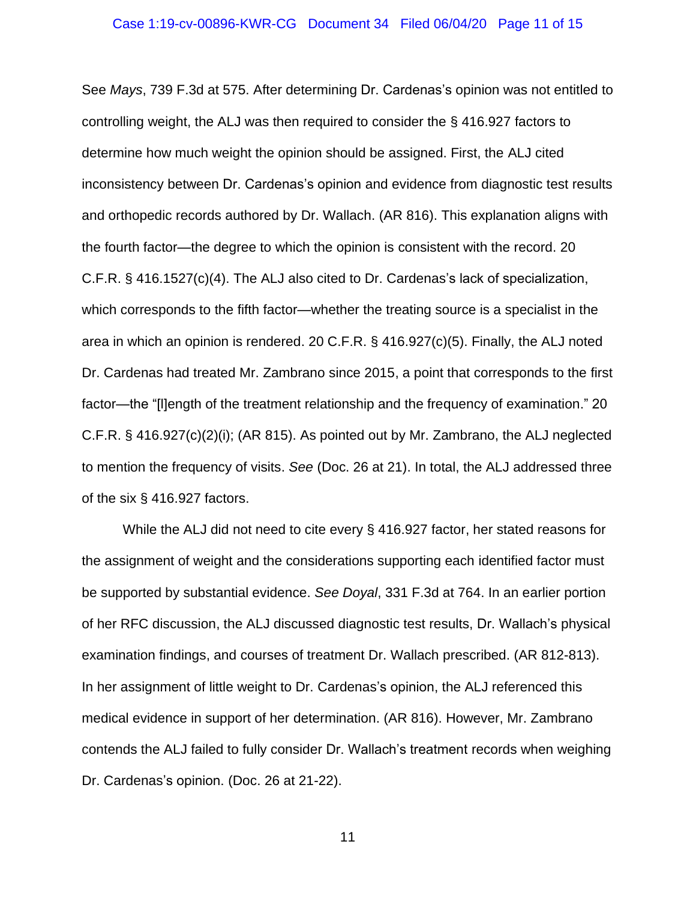See *Mays*, 739 F.3d at 575. After determining Dr. Cardenas's opinion was not entitled to controlling weight, the ALJ was then required to consider the § 416.927 factors to determine how much weight the opinion should be assigned. First, the ALJ cited inconsistency between Dr. Cardenas's opinion and evidence from diagnostic test results and orthopedic records authored by Dr. Wallach. (AR 816). This explanation aligns with the fourth factor—the degree to which the opinion is consistent with the record. 20 C.F.R. § 416.1527(c)(4). The ALJ also cited to Dr. Cardenas's lack of specialization, which corresponds to the fifth factor—whether the treating source is a specialist in the area in which an opinion is rendered. 20 C.F.R. § 416.927(c)(5). Finally, the ALJ noted Dr. Cardenas had treated Mr. Zambrano since 2015, a point that corresponds to the first factor—the "[l]ength of the treatment relationship and the frequency of examination." 20 C.F.R. § 416.927(c)(2)(i); (AR 815). As pointed out by Mr. Zambrano, the ALJ neglected to mention the frequency of visits. *See* (Doc. 26 at 21). In total, the ALJ addressed three of the six § 416.927 factors.

While the ALJ did not need to cite every § 416.927 factor, her stated reasons for the assignment of weight and the considerations supporting each identified factor must be supported by substantial evidence. *See Doyal*, 331 F.3d at 764. In an earlier portion of her RFC discussion, the ALJ discussed diagnostic test results, Dr. Wallach's physical examination findings, and courses of treatment Dr. Wallach prescribed. (AR 812-813). In her assignment of little weight to Dr. Cardenas's opinion, the ALJ referenced this medical evidence in support of her determination. (AR 816). However, Mr. Zambrano contends the ALJ failed to fully consider Dr. Wallach's treatment records when weighing Dr. Cardenas's opinion. (Doc. 26 at 21-22).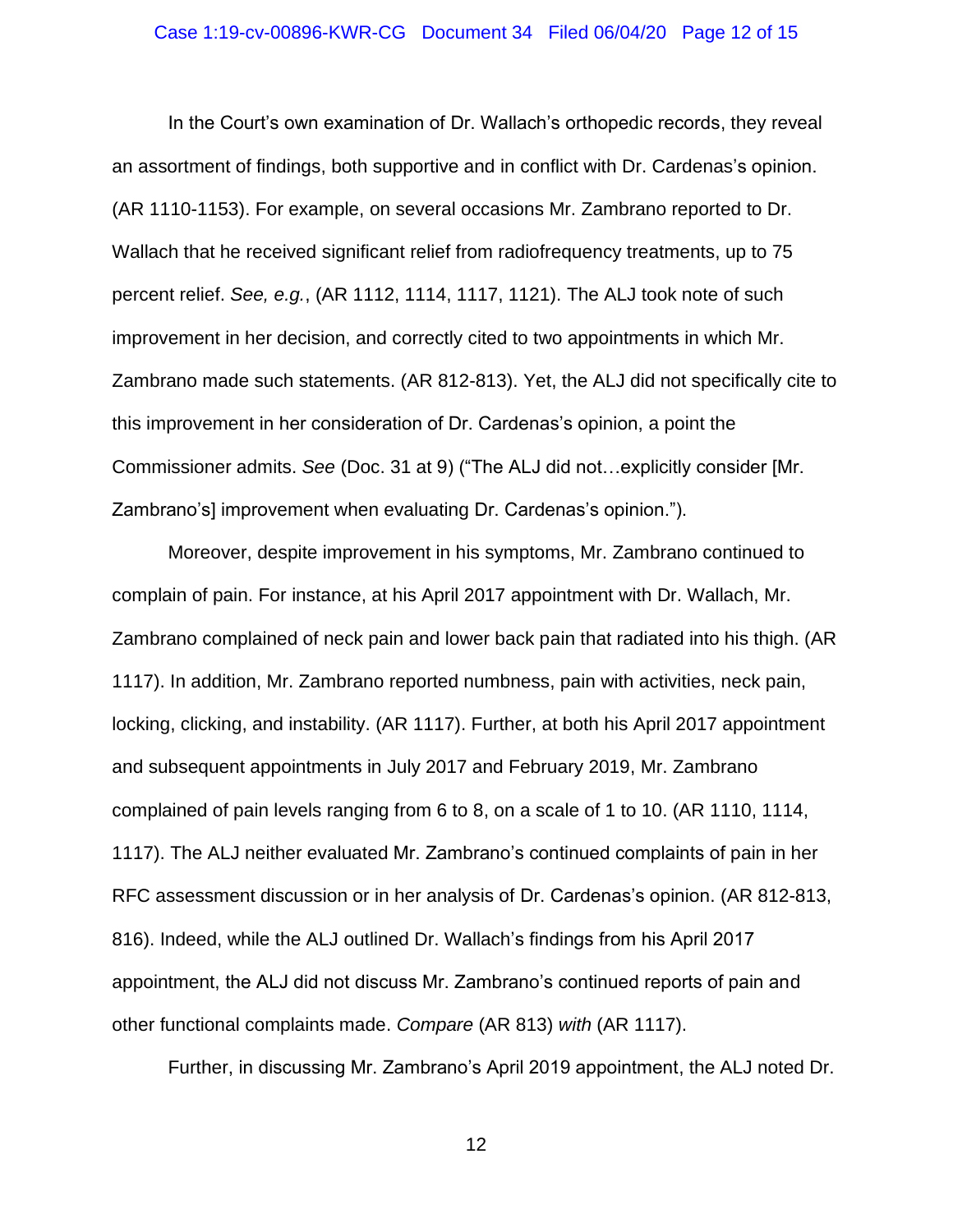In the Court's own examination of Dr. Wallach's orthopedic records, they reveal an assortment of findings, both supportive and in conflict with Dr. Cardenas's opinion. (AR 1110-1153). For example, on several occasions Mr. Zambrano reported to Dr. Wallach that he received significant relief from radiofrequency treatments, up to 75 percent relief. *See, e.g.*, (AR 1112, 1114, 1117, 1121). The ALJ took note of such improvement in her decision, and correctly cited to two appointments in which Mr. Zambrano made such statements. (AR 812-813). Yet, the ALJ did not specifically cite to this improvement in her consideration of Dr. Cardenas's opinion, a point the Commissioner admits. *See* (Doc. 31 at 9) ("The ALJ did not…explicitly consider [Mr. Zambrano's] improvement when evaluating Dr. Cardenas's opinion.").

Moreover, despite improvement in his symptoms, Mr. Zambrano continued to complain of pain. For instance, at his April 2017 appointment with Dr. Wallach, Mr. Zambrano complained of neck pain and lower back pain that radiated into his thigh. (AR 1117). In addition, Mr. Zambrano reported numbness, pain with activities, neck pain, locking, clicking, and instability. (AR 1117). Further, at both his April 2017 appointment and subsequent appointments in July 2017 and February 2019, Mr. Zambrano complained of pain levels ranging from 6 to 8, on a scale of 1 to 10. (AR 1110, 1114, 1117). The ALJ neither evaluated Mr. Zambrano's continued complaints of pain in her RFC assessment discussion or in her analysis of Dr. Cardenas's opinion. (AR 812-813, 816). Indeed, while the ALJ outlined Dr. Wallach's findings from his April 2017 appointment, the ALJ did not discuss Mr. Zambrano's continued reports of pain and other functional complaints made. *Compare* (AR 813) *with* (AR 1117).

Further, in discussing Mr. Zambrano's April 2019 appointment, the ALJ noted Dr.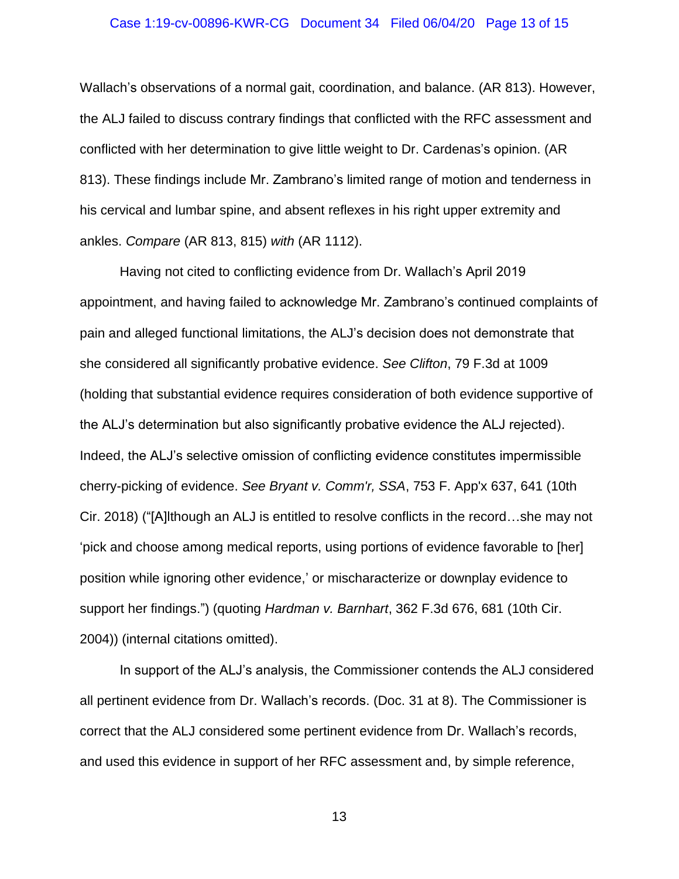Wallach's observations of a normal gait, coordination, and balance. (AR 813). However, the ALJ failed to discuss contrary findings that conflicted with the RFC assessment and conflicted with her determination to give little weight to Dr. Cardenas's opinion. (AR 813). These findings include Mr. Zambrano's limited range of motion and tenderness in his cervical and lumbar spine, and absent reflexes in his right upper extremity and ankles. *Compare* (AR 813, 815) *with* (AR 1112).

Having not cited to conflicting evidence from Dr. Wallach's April 2019 appointment, and having failed to acknowledge Mr. Zambrano's continued complaints of pain and alleged functional limitations, the ALJ's decision does not demonstrate that she considered all significantly probative evidence. *See Clifton*, 79 F.3d at 1009 (holding that substantial evidence requires consideration of both evidence supportive of the ALJ's determination but also significantly probative evidence the ALJ rejected). Indeed, the ALJ's selective omission of conflicting evidence constitutes impermissible cherry-picking of evidence. *See Bryant v. Comm'r, SSA*, 753 F. App'x 637, 641 (10th Cir. 2018) ("[A]lthough an ALJ is entitled to resolve conflicts in the record…she may not 'pick and choose among medical reports, using portions of evidence favorable to [her] position while ignoring other evidence,' or mischaracterize or downplay evidence to support her findings.") (quoting *Hardman v. Barnhart*, 362 F.3d 676, 681 (10th Cir. 2004)) (internal citations omitted).

In support of the ALJ's analysis, the Commissioner contends the ALJ considered all pertinent evidence from Dr. Wallach's records. (Doc. 31 at 8). The Commissioner is correct that the ALJ considered some pertinent evidence from Dr. Wallach's records, and used this evidence in support of her RFC assessment and, by simple reference,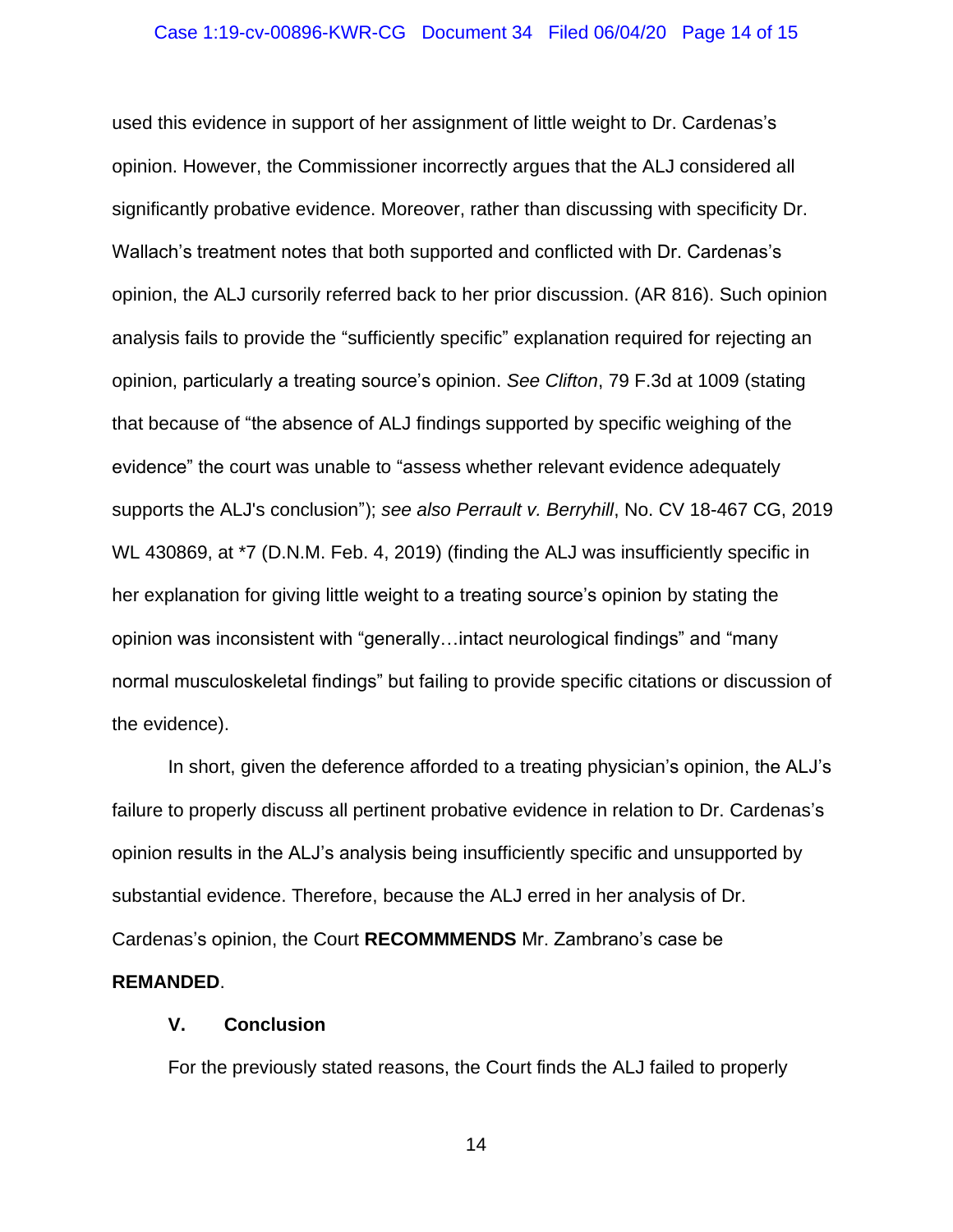used this evidence in support of her assignment of little weight to Dr. Cardenas's opinion. However, the Commissioner incorrectly argues that the ALJ considered all significantly probative evidence. Moreover, rather than discussing with specificity Dr. Wallach's treatment notes that both supported and conflicted with Dr. Cardenas's opinion, the ALJ cursorily referred back to her prior discussion. (AR 816). Such opinion analysis fails to provide the "sufficiently specific" explanation required for rejecting an opinion, particularly a treating source's opinion. *See Clifton*, 79 F.3d at 1009 (stating that because of "the absence of ALJ findings supported by specific weighing of the evidence" the court was unable to "assess whether relevant evidence adequately supports the ALJ's conclusion"); *see also Perrault v. Berryhill*, No. CV 18-467 CG, 2019 WL 430869, at *7 (D.N.M. Feb. 4, 2019) (finding the ALJ was insufficiently specific in her explanation for giving little weight to a treating source's opinion by stating the opinion was inconsistent with "generally…intact neurological findings" and "many normal musculoskeletal findings" but failing to provide specific citations or discussion of the evidence).

In short, given the deference afforded to a treating physician's opinion, the ALJ's failure to properly discuss all pertinent probative evidence in relation to Dr. Cardenas's opinion results in the ALJ's analysis being insufficiently specific and unsupported by substantial evidence. Therefore, because the ALJ erred in her analysis of Dr. Cardenas's opinion, the Court **RECOMMMENDS** Mr. Zambrano's case be **REMANDED**.

### V. Conclusion

For the previously stated reasons, the Court finds the ALJ failed to properly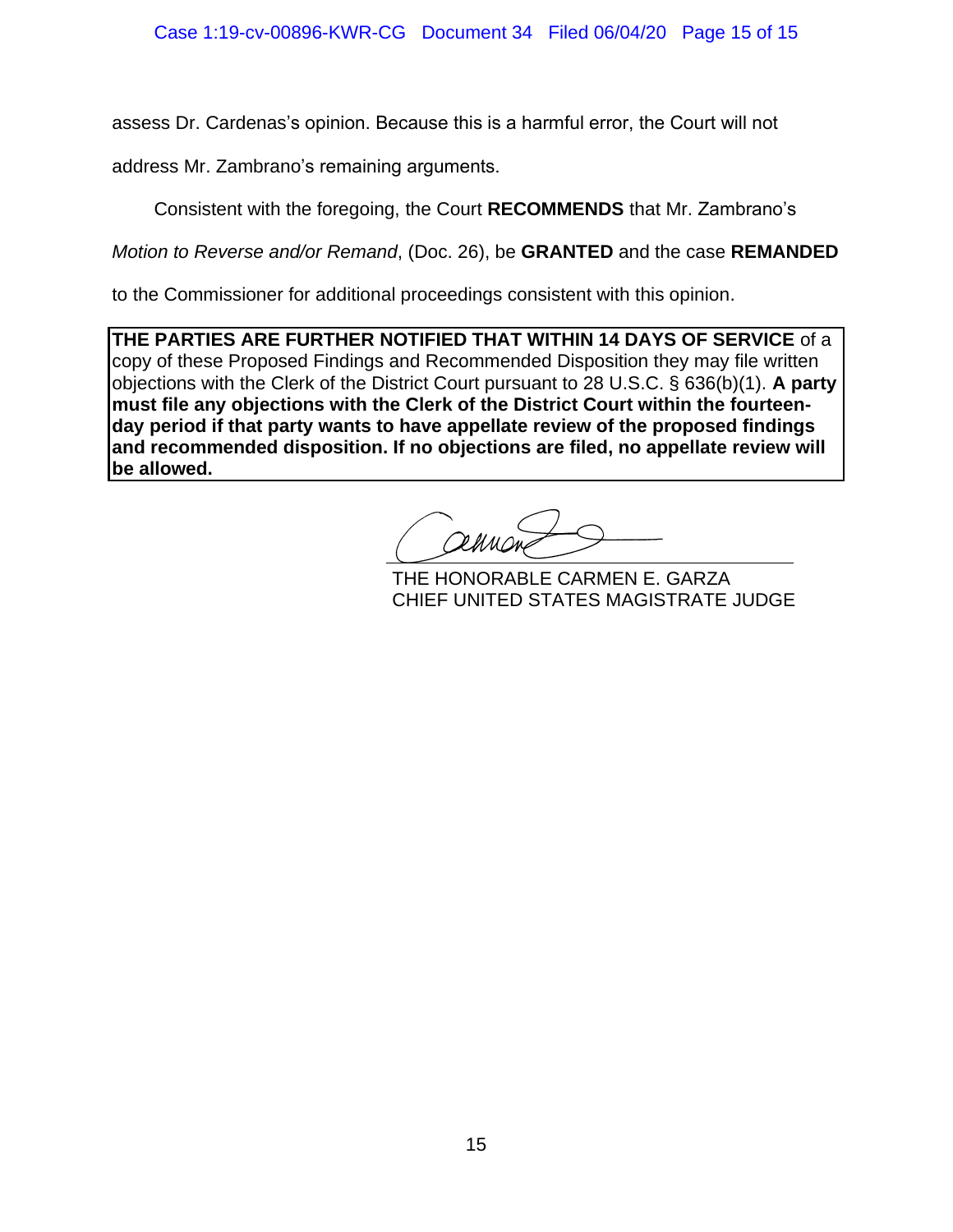assess Dr. Cardenas's opinion. Because this is a harmful error, the Court will not address Mr. Zambrano's remaining arguments.

Consistent with the foregoing, the Court **RECOMMENDS** that Mr. Zambrano's *Motion to Reverse and/or Remand*, (Doc. 26), be **GRANTED** and the case **REMANDED** to the Commissioner for additional proceedings consistent with this opinion.

**THE PARTIES ARE FURTHER NOTIFIED THAT WITHIN 14 DAYS OF SERVICE** of a copy of these Proposed Findings and Recommended Disposition they may file written objections with the Clerk of the District Court pursuant to 28 U.S.C. § 636(b)(1). **A party must file any objections with the Clerk of the District Court within the fourteen-day period if that party wants to have appellate review of the proposed findings and recommended disposition. If no objections are filed, no appellate review will be allowed.**

THE HONORABLE CARMEN E. GARZA
CHIEF UNITED STATES MAGISTRATE JUDGE